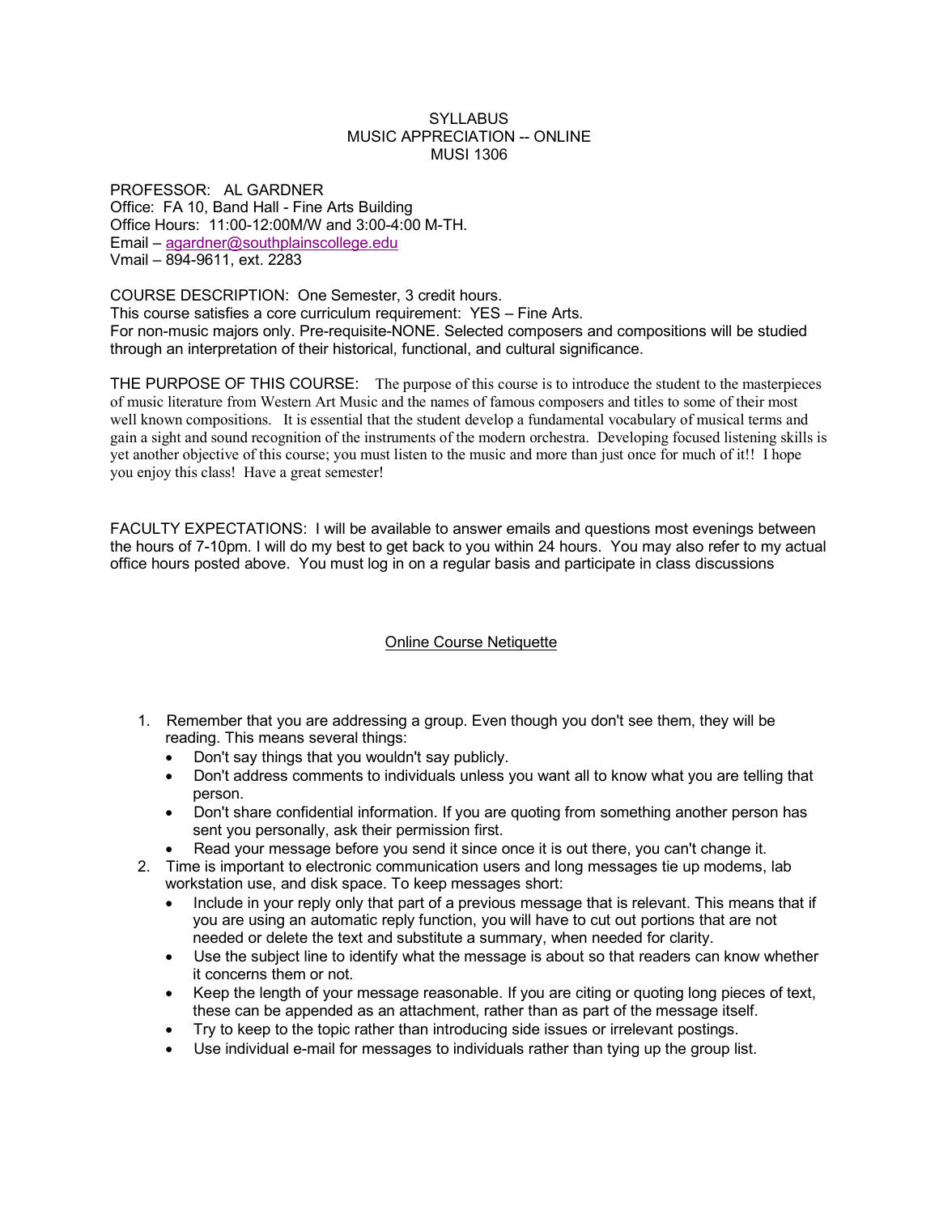# SYLLABUS
## MUSIC APPRECIATION -- ONLINE
## MUSI 1306

PROFESSOR: AL GARDNER
Office: FA 10, Band Hall - Fine Arts Building
Office Hours: 11:00-12:00M/W and 3:00-4:00 M-TH.
Email – agardner@southplainscollege.edu
Vmail – 894-9611, ext. 2283

COURSE DESCRIPTION: One Semester, 3 credit hours.
This course satisfies a core curriculum requirement: YES – Fine Arts.
For non-music majors only. Pre-requisite-NONE. Selected composers and compositions will be studied through an interpretation of their historical, functional, and cultural significance.

THE PURPOSE OF THIS COURSE: The purpose of this course is to introduce the student to the masterpieces of music literature from Western Art Music and the names of famous composers and titles to some of their most well known compositions. It is essential that the student develop a fundamental vocabulary of musical terms and gain a sight and sound recognition of the instruments of the modern orchestra. Developing focused listening skills is yet another objective of this course; you must listen to the music and more than just once for much of it!! I hope you enjoy this class! Have a great semester!

FACULTY EXPECTATIONS: I will be available to answer emails and questions most evenings between the hours of 7-10pm. I will do my best to get back to you within 24 hours. You may also refer to my actual office hours posted above. You must log in on a regular basis and participate in class discussions

## Online Course Netiquette

1. Remember that you are addressing a group. Even though you don't see them, they will be reading. This means several things:
   - Don't say things that you wouldn't say publicly.
   - Don't address comments to individuals unless you want all to know what you are telling that person.
   - Don't share confidential information. If you are quoting from something another person has sent you personally, ask their permission first.
   - Read your message before you send it since once it is out there, you can't change it.
2. Time is important to electronic communication users and long messages tie up modems, lab workstation use, and disk space. To keep messages short:
   - Include in your reply only that part of a previous message that is relevant. This means that if you are using an automatic reply function, you will have to cut out portions that are not needed or delete the text and substitute a summary, when needed for clarity.
   - Use the subject line to identify what the message is about so that readers can know whether it concerns them or not.
   - Keep the length of your message reasonable. If you are citing or quoting long pieces of text, these can be appended as an attachment, rather than as part of the message itself.
   - Try to keep to the topic rather than introducing side issues or irrelevant postings.
   - Use individual e-mail for messages to individuals rather than tying up the group list.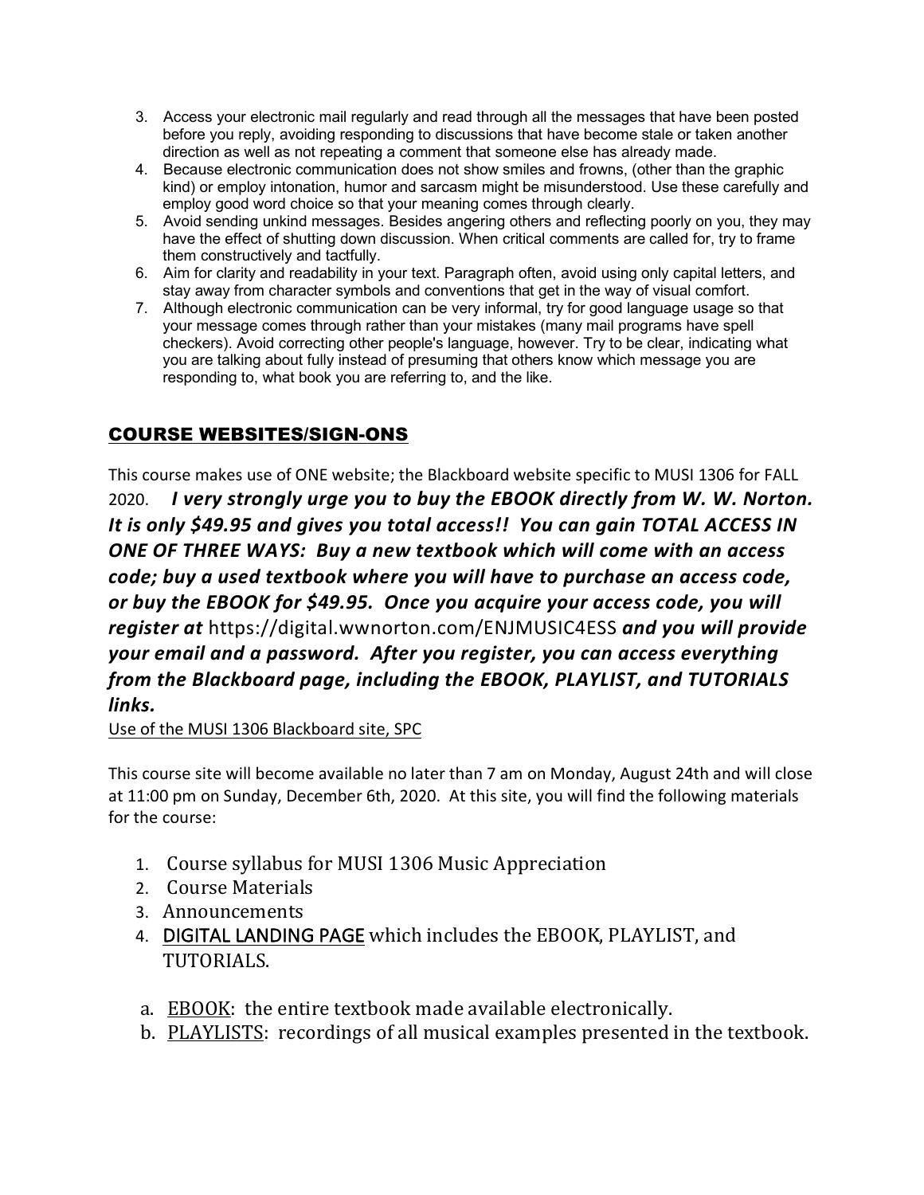3. Access your electronic mail regularly and read through all the messages that have been posted before you reply, avoiding responding to discussions that have become stale or taken another direction as well as not repeating a comment that someone else has already made.
4. Because electronic communication does not show smiles and frowns, (other than the graphic kind) or employ intonation, humor and sarcasm might be misunderstood. Use these carefully and employ good word choice so that your meaning comes through clearly.
5. Avoid sending unkind messages. Besides angering others and reflecting poorly on you, they may have the effect of shutting down discussion. When critical comments are called for, try to frame them constructively and tactfully.
6. Aim for clarity and readability in your text. Paragraph often, avoid using only capital letters, and stay away from character symbols and conventions that get in the way of visual comfort.
7. Although electronic communication can be very informal, try for good language usage so that your message comes through rather than your mistakes (many mail programs have spell checkers). Avoid correcting other people's language, however. Try to be clear, indicating what you are talking about fully instead of presuming that others know which message you are responding to, what book you are referring to, and the like.

## COURSE WEBSITES/SIGN-ONS

This course makes use of ONE website; the Blackboard website specific to MUSI 1306 for FALL 2020. ***I very strongly urge you to buy the EBOOK directly from W. W. Norton. It is only $49.95 and gives you total access!! You can gain TOTAL ACCESS IN ONE OF THREE WAYS: Buy a new textbook which will come with an access code; buy a used textbook where you will have to purchase an access code, or buy the EBOOK for $49.95. Once you acquire your access code, you will register at*** https://digital.wwnorton.com/ENJMUSIC4ESS ***and you will provide your email and a password. After you register, you can access everything from the Blackboard page, including the EBOOK, PLAYLIST, and TUTORIALS links.***

Use of the MUSI 1306 Blackboard site, SPC

This course site will become available no later than 7 am on Monday, August 24th and will close at 11:00 pm on Sunday, December 6th, 2020. At this site, you will find the following materials for the course:

1. Course syllabus for MUSI 1306 Music Appreciation
2. Course Materials
3. Announcements
4. DIGITAL LANDING PAGE which includes the EBOOK, PLAYLIST, and TUTORIALS.

a. EBOOK: the entire textbook made available electronically.
b. PLAYLISTS: recordings of all musical examples presented in the textbook.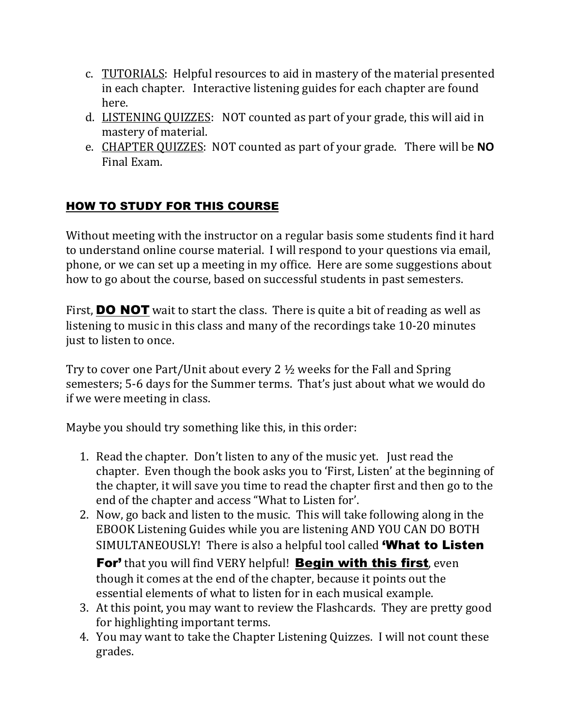c. <u>TUTORIALS</u>: Helpful resources to aid in mastery of the material presented in each chapter. Interactive listening guides for each chapter are found here.

d. <u>LISTENING QUIZZES</u>: NOT counted as part of your grade, this will aid in mastery of material.

e. <u>CHAPTER QUIZZES</u>: NOT counted as part of your grade. There will be **NO** Final Exam.

## <u>HOW TO STUDY FOR THIS COURSE</u>

Without meeting with the instructor on a regular basis some students find it hard to understand online course material. I will respond to your questions via email, phone, or we can set up a meeting in my office. Here are some suggestions about how to go about the course, based on successful students in past semesters.

First, <u>**DO NOT**</u> wait to start the class. There is quite a bit of reading as well as listening to music in this class and many of the recordings take 10-20 minutes just to listen to once.

Try to cover one Part/Unit about every 2 ½ weeks for the Fall and Spring semesters; 5-6 days for the Summer terms. That's just about what we would do if we were meeting in class.

Maybe you should try something like this, in this order:

1. Read the chapter. Don't listen to any of the music yet. Just read the chapter. Even though the book asks you to 'First, Listen' at the beginning of the chapter, it will save you time to read the chapter first and then go to the end of the chapter and access "What to Listen for'.
2. Now, go back and listen to the music. This will take following along in the EBOOK Listening Guides while you are listening AND YOU CAN DO BOTH SIMULTANEOUSLY! There is also a helpful tool called **'What to Listen For'** that you will find VERY helpful! <u>**Begin with this first**</u>, even though it comes at the end of the chapter, because it points out the essential elements of what to listen for in each musical example.
3. At this point, you may want to review the Flashcards. They are pretty good for highlighting important terms.
4. You may want to take the Chapter Listening Quizzes. I will not count these grades.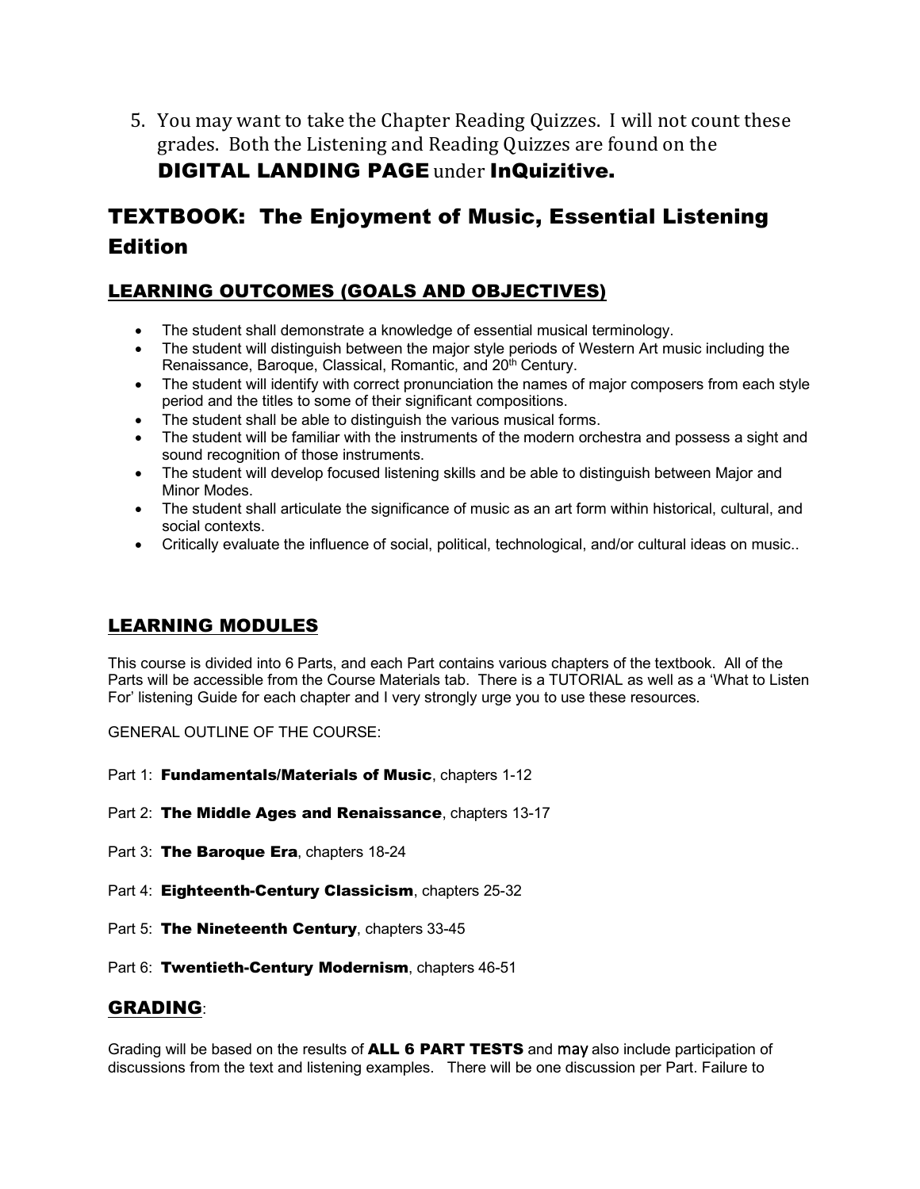5. You may want to take the Chapter Reading Quizzes. I will not count these grades. Both the Listening and Reading Quizzes are found on the **DIGITAL LANDING PAGE** under **InQuizitive.**

## TEXTBOOK: The Enjoyment of Music, Essential Listening Edition

### LEARNING OUTCOMES (GOALS AND OBJECTIVES)

- The student shall demonstrate a knowledge of essential musical terminology.
- The student will distinguish between the major style periods of Western Art music including the Renaissance, Baroque, Classical, Romantic, and 20th Century.
- The student will identify with correct pronunciation the names of major composers from each style period and the titles to some of their significant compositions.
- The student shall be able to distinguish the various musical forms.
- The student will be familiar with the instruments of the modern orchestra and possess a sight and sound recognition of those instruments.
- The student will develop focused listening skills and be able to distinguish between Major and Minor Modes.
- The student shall articulate the significance of music as an art form within historical, cultural, and social contexts.
- Critically evaluate the influence of social, political, technological, and/or cultural ideas on music..

### LEARNING MODULES

This course is divided into 6 Parts, and each Part contains various chapters of the textbook. All of the Parts will be accessible from the Course Materials tab. There is a TUTORIAL as well as a 'What to Listen For' listening Guide for each chapter and I very strongly urge you to use these resources.

GENERAL OUTLINE OF THE COURSE:

Part 1: **Fundamentals/Materials of Music**, chapters 1-12

Part 2: **The Middle Ages and Renaissance**, chapters 13-17

Part 3: **The Baroque Era**, chapters 18-24

Part 4: **Eighteenth-Century Classicism**, chapters 25-32

Part 5: **The Nineteenth Century**, chapters 33-45

Part 6: **Twentieth-Century Modernism**, chapters 46-51

### GRADING:

Grading will be based on the results of **ALL 6 PART TESTS** and may also include participation of discussions from the text and listening examples. There will be one discussion per Part. Failure to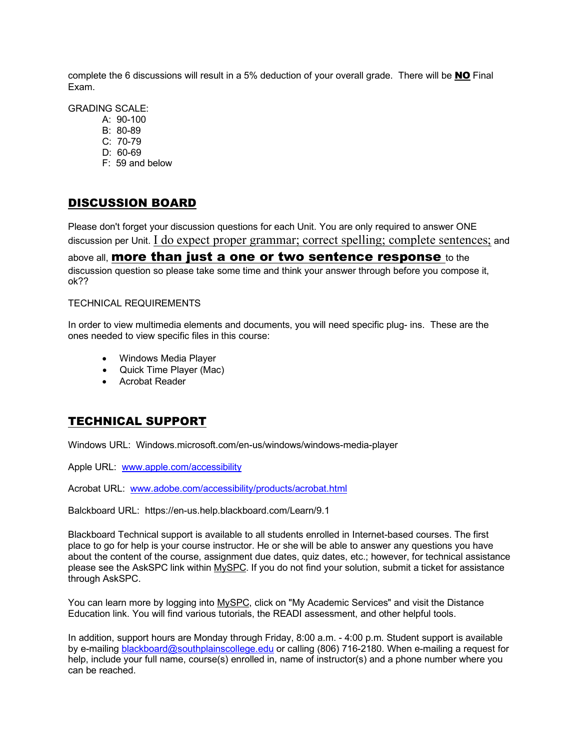complete the 6 discussions will result in a 5% deduction of your overall grade. There will be **NO** Final Exam.

GRADING SCALE:

- A: 90-100
- B: 80-89
- C: 70-79
- D: 60-69
- F: 59 and below

## DISCUSSION BOARD

Please don't forget your discussion questions for each Unit. You are only required to answer ONE discussion per Unit. I do expect proper grammar; correct spelling; complete sentences; and above all, **more than just a one or two sentence response** to the discussion question so please take some time and think your answer through before you compose it, ok??

TECHNICAL REQUIREMENTS

In order to view multimedia elements and documents, you will need specific plug- ins. These are the ones needed to view specific files in this course:

- Windows Media Player
- Quick Time Player (Mac)
- Acrobat Reader

## TECHNICAL SUPPORT

Windows URL: Windows.microsoft.com/en-us/windows/windows-media-player

Apple URL: www.apple.com/accessibility

Acrobat URL: www.adobe.com/accessibility/products/acrobat.html

Balckboard URL: https://en-us.help.blackboard.com/Learn/9.1

Blackboard Technical support is available to all students enrolled in Internet-based courses. The first place to go for help is your course instructor. He or she will be able to answer any questions you have about the content of the course, assignment due dates, quiz dates, etc.; however, for technical assistance please see the AskSPC link within MySPC. If you do not find your solution, submit a ticket for assistance through AskSPC.

You can learn more by logging into MySPC, click on "My Academic Services" and visit the Distance Education link. You will find various tutorials, the READI assessment, and other helpful tools.

In addition, support hours are Monday through Friday, 8:00 a.m. - 4:00 p.m. Student support is available by e-mailing blackboard@southplainscollege.edu or calling (806) 716-2180. When e-mailing a request for help, include your full name, course(s) enrolled in, name of instructor(s) and a phone number where you can be reached.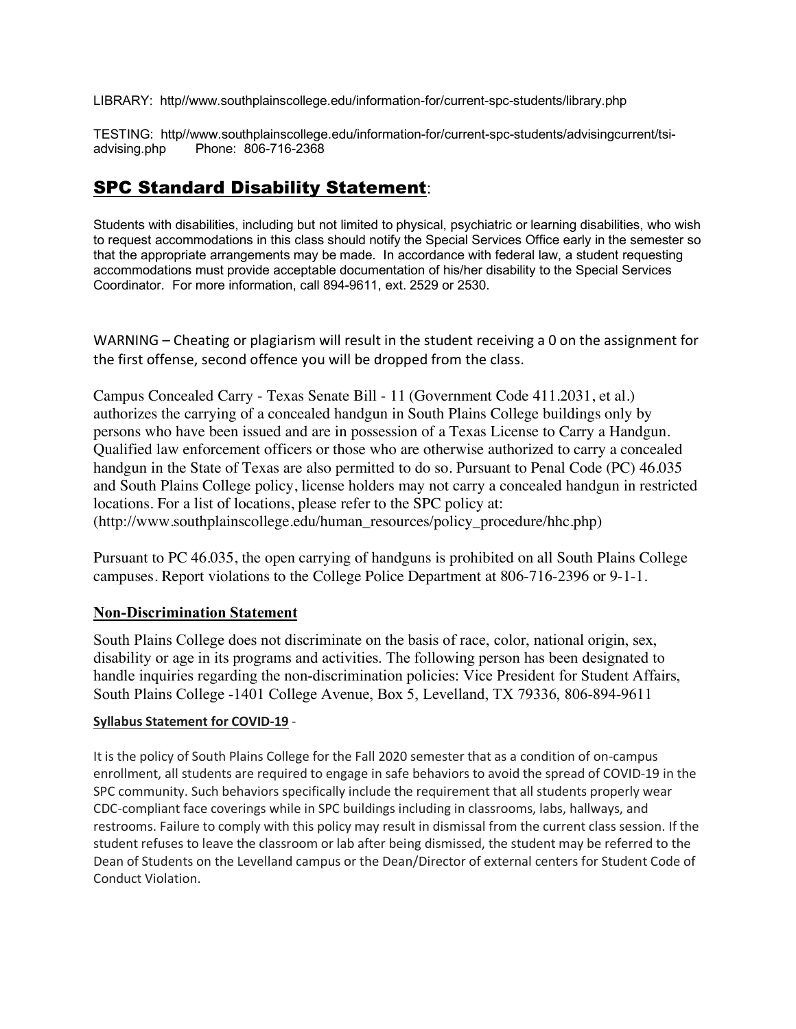LIBRARY: http//www.southplainscollege.edu/information-for/current-spc-students/library.php

TESTING: http//www.southplainscollege.edu/information-for/current-spc-students/advisingcurrent/tsi-advising.php Phone: 806-716-2368

## SPC Standard Disability Statement:

Students with disabilities, including but not limited to physical, psychiatric or learning disabilities, who wish to request accommodations in this class should notify the Special Services Office early in the semester so that the appropriate arrangements may be made. In accordance with federal law, a student requesting accommodations must provide acceptable documentation of his/her disability to the Special Services Coordinator. For more information, call 894-9611, ext. 2529 or 2530.

WARNING – Cheating or plagiarism will result in the student receiving a 0 on the assignment for the first offense, second offence you will be dropped from the class.

Campus Concealed Carry - Texas Senate Bill - 11 (Government Code 411.2031, et al.) authorizes the carrying of a concealed handgun in South Plains College buildings only by persons who have been issued and are in possession of a Texas License to Carry a Handgun. Qualified law enforcement officers or those who are otherwise authorized to carry a concealed handgun in the State of Texas are also permitted to do so. Pursuant to Penal Code (PC) 46.035 and South Plains College policy, license holders may not carry a concealed handgun in restricted locations. For a list of locations, please refer to the SPC policy at: (http://www.southplainscollege.edu/human_resources/policy_procedure/hhc.php)

Pursuant to PC 46.035, the open carrying of handguns is prohibited on all South Plains College campuses. Report violations to the College Police Department at 806-716-2396 or 9-1-1.

### Non-Discrimination Statement

South Plains College does not discriminate on the basis of race, color, national origin, sex, disability or age in its programs and activities. The following person has been designated to handle inquiries regarding the non-discrimination policies: Vice President for Student Affairs, South Plains College -1401 College Avenue, Box 5, Levelland, TX 79336, 806-894-9611

**Syllabus Statement for COVID-19** -

It is the policy of South Plains College for the Fall 2020 semester that as a condition of on-campus enrollment, all students are required to engage in safe behaviors to avoid the spread of COVID-19 in the SPC community. Such behaviors specifically include the requirement that all students properly wear CDC-compliant face coverings while in SPC buildings including in classrooms, labs, hallways, and restrooms. Failure to comply with this policy may result in dismissal from the current class session. If the student refuses to leave the classroom or lab after being dismissed, the student may be referred to the Dean of Students on the Levelland campus or the Dean/Director of external centers for Student Code of Conduct Violation.